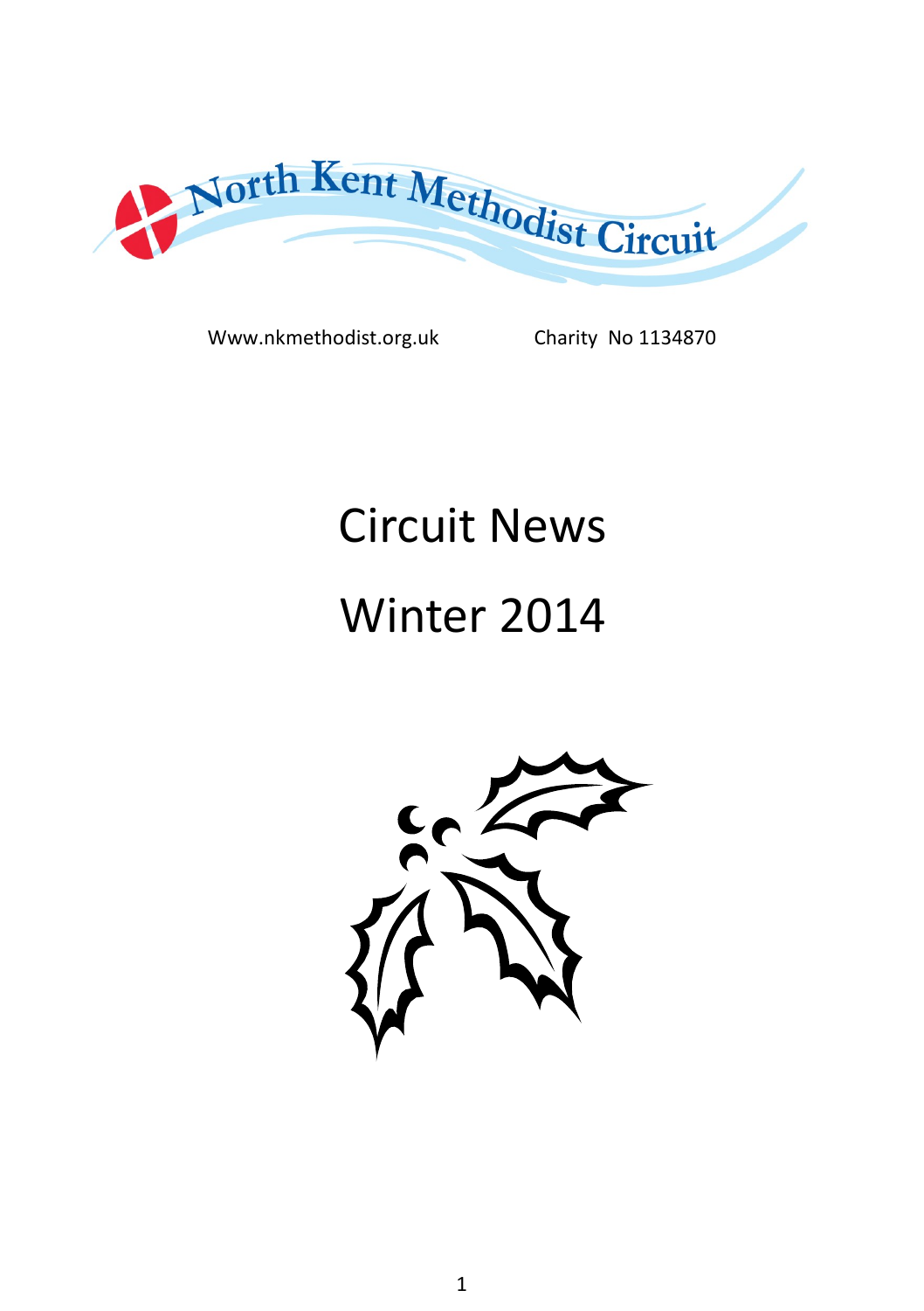North Kent Methodist Circuit

Www.nkmethodist.org.uk Charity No 1134870

# Circuit News

# Winter 2014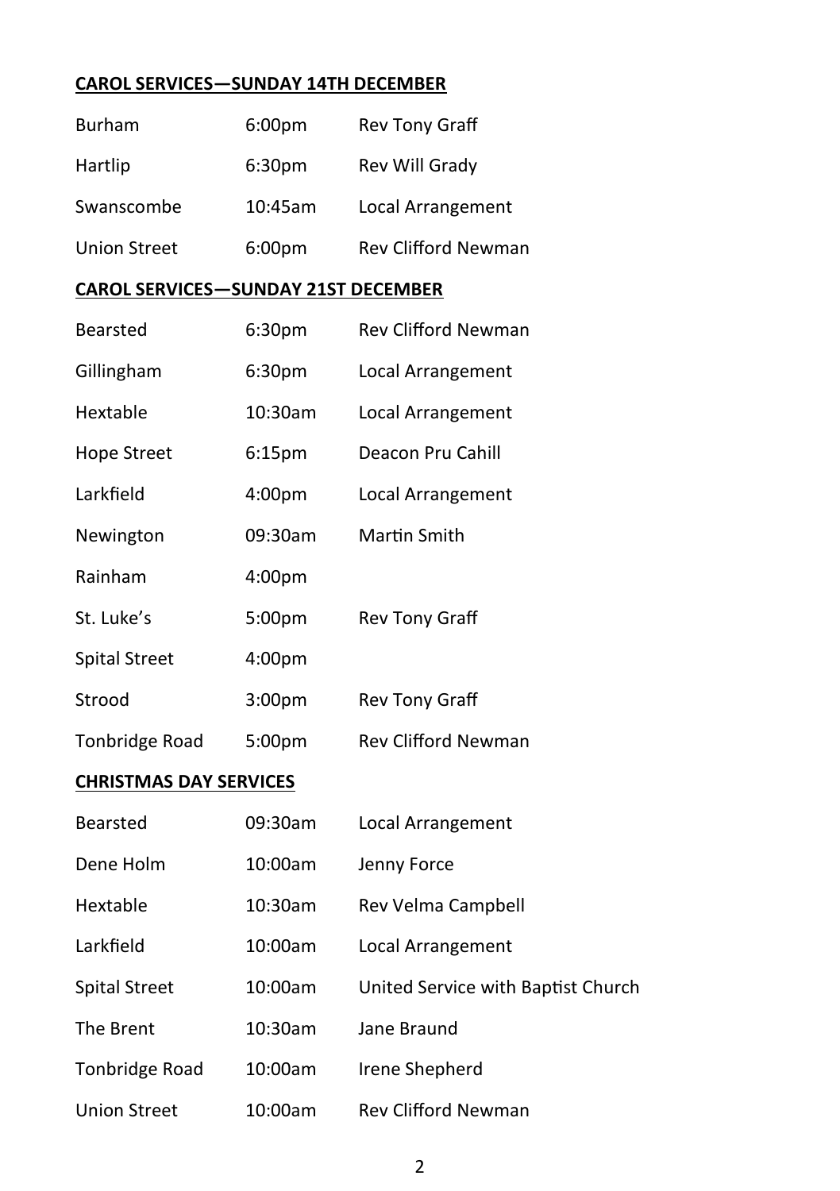**CAROL SERVICES—SUNDAY 14TH DECEMBER**

| | | |
|---|---|---|
| Burham | 6:00pm | Rev Tony Graff |
| Hartlip | 6:30pm | Rev Will Grady |
| Swanscombe | 10:45am | Local Arrangement |
| Union Street | 6:00pm | Rev Clifford Newman |

**CAROL SERVICES—SUNDAY 21ST DECEMBER**

| | | |
|---|---|---|
| Bearsted | 6:30pm | Rev Clifford Newman |
| Gillingham | 6:30pm | Local Arrangement |
| Hextable | 10:30am | Local Arrangement |
| Hope Street | 6:15pm | Deacon Pru Cahill |
| Larkfield | 4:00pm | Local Arrangement |
| Newington | 09:30am | Martin Smith |
| Rainham | 4:00pm | |
| St. Luke's | 5:00pm | Rev Tony Graff |
| Spital Street | 4:00pm | |
| Strood | 3:00pm | Rev Tony Graff |
| Tonbridge Road | 5:00pm | Rev Clifford Newman |

**CHRISTMAS DAY SERVICES**

| | | |
|---|---|---|
| Bearsted | 09:30am | Local Arrangement |
| Dene Holm | 10:00am | Jenny Force |
| Hextable | 10:30am | Rev Velma Campbell |
| Larkfield | 10:00am | Local Arrangement |
| Spital Street | 10:00am | United Service with Baptist Church |
| The Brent | 10:30am | Jane Braund |
| Tonbridge Road | 10:00am | Irene Shepherd |
| Union Street | 10:00am | Rev Clifford Newman |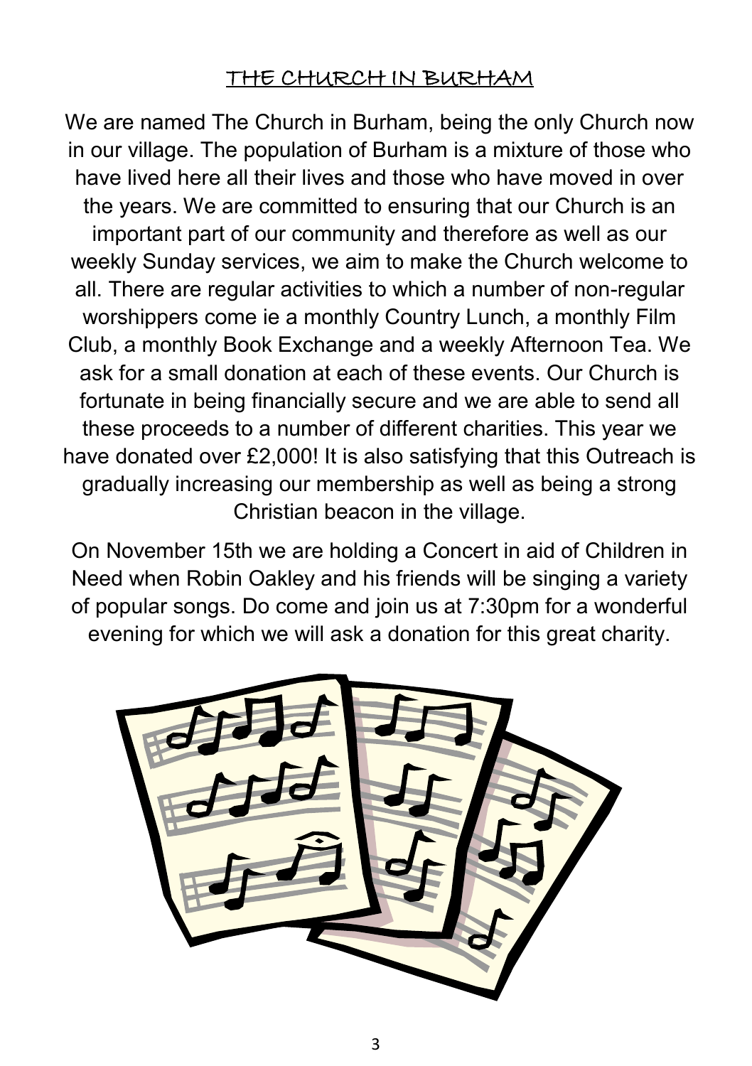# THE CHURCH IN BURHAM

We are named The Church in Burham, being the only Church now in our village. The population of Burham is a mixture of those who have lived here all their lives and those who have moved in over the years. We are committed to ensuring that our Church is an important part of our community and therefore as well as our weekly Sunday services, we aim to make the Church welcome to all. There are regular activities to which a number of non-regular worshippers come ie a monthly Country Lunch, a monthly Film Club, a monthly Book Exchange and a weekly Afternoon Tea. We ask for a small donation at each of these events. Our Church is fortunate in being financially secure and we are able to send all these proceeds to a number of different charities. This year we have donated over £2,000! It is also satisfying that this Outreach is gradually increasing our membership as well as being a strong Christian beacon in the village.

On November 15th we are holding a Concert in aid of Children in Need when Robin Oakley and his friends will be singing a variety of popular songs. Do come and join us at 7:30pm for a wonderful evening for which we will ask a donation for this great charity.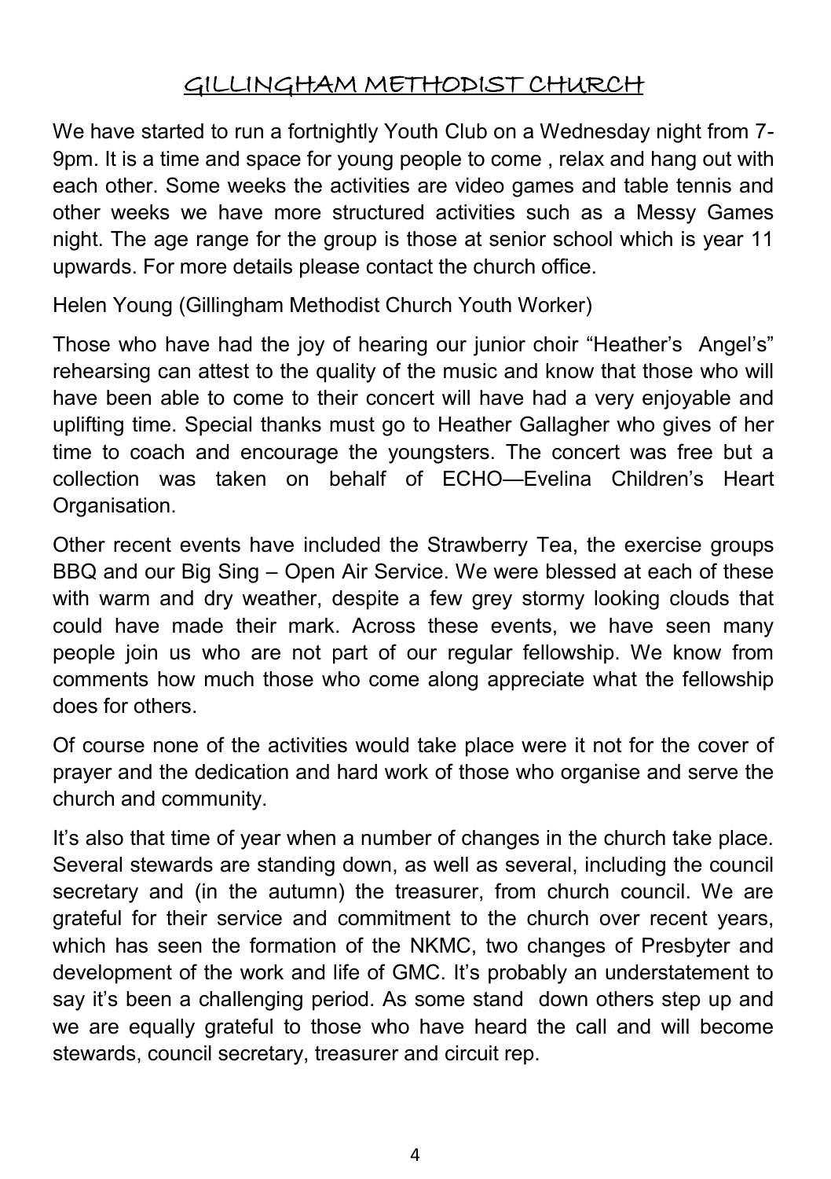# GILLINGHAM METHODIST CHURCH

We have started to run a fortnightly Youth Club on a Wednesday night from 7-9pm. It is a time and space for young people to come , relax and hang out with each other. Some weeks the activities are video games and table tennis and other weeks we have more structured activities such as a Messy Games night. The age range for the group is those at senior school which is year 11 upwards. For more details please contact the church office.

Helen Young (Gillingham Methodist Church Youth Worker)

Those who have had the joy of hearing our junior choir "Heather's Angel's" rehearsing can attest to the quality of the music and know that those who will have been able to come to their concert will have had a very enjoyable and uplifting time. Special thanks must go to Heather Gallagher who gives of her time to coach and encourage the youngsters. The concert was free but a collection was taken on behalf of ECHO—Evelina Children's Heart Organisation.

Other recent events have included the Strawberry Tea, the exercise groups BBQ and our Big Sing – Open Air Service. We were blessed at each of these with warm and dry weather, despite a few grey stormy looking clouds that could have made their mark. Across these events, we have seen many people join us who are not part of our regular fellowship. We know from comments how much those who come along appreciate what the fellowship does for others.

Of course none of the activities would take place were it not for the cover of prayer and the dedication and hard work of those who organise and serve the church and community.

It's also that time of year when a number of changes in the church take place. Several stewards are standing down, as well as several, including the council secretary and (in the autumn) the treasurer, from church council. We are grateful for their service and commitment to the church over recent years, which has seen the formation of the NKMC, two changes of Presbyter and development of the work and life of GMC. It's probably an understatement to say it's been a challenging period. As some stand down others step up and we are equally grateful to those who have heard the call and will become stewards, council secretary, treasurer and circuit rep.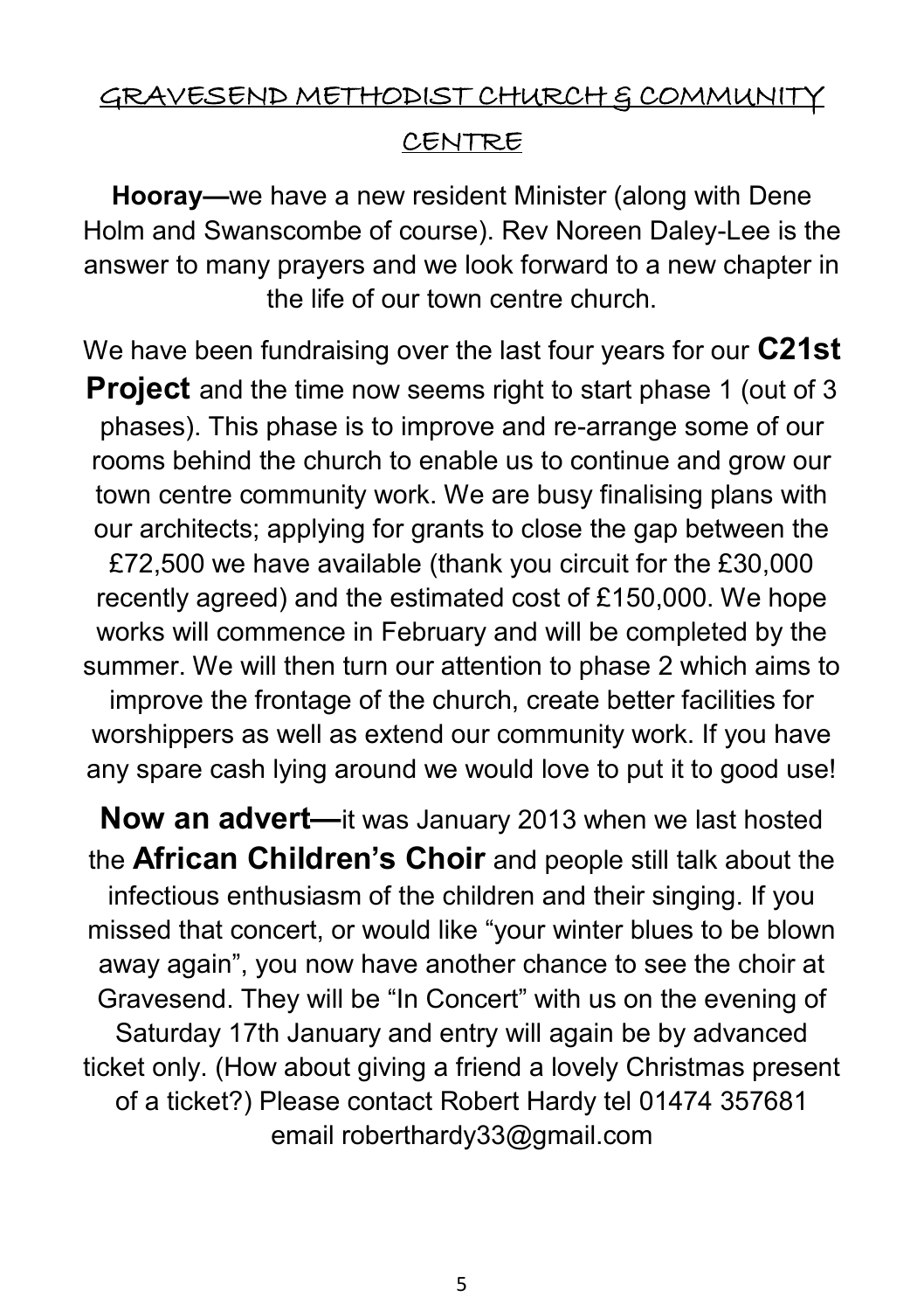## GRAVESEND METHODIST CHURCH & COMMUNITY CENTRE

**Hooray—**we have a new resident Minister (along with Dene Holm and Swanscombe of course). Rev Noreen Daley-Lee is the answer to many prayers and we look forward to a new chapter in the life of our town centre church.

We have been fundraising over the last four years for our **C21st Project** and the time now seems right to start phase 1 (out of 3 phases). This phase is to improve and re-arrange some of our rooms behind the church to enable us to continue and grow our town centre community work. We are busy finalising plans with our architects; applying for grants to close the gap between the £72,500 we have available (thank you circuit for the £30,000 recently agreed) and the estimated cost of £150,000. We hope works will commence in February and will be completed by the summer. We will then turn our attention to phase 2 which aims to improve the frontage of the church, create better facilities for worshippers as well as extend our community work. If you have any spare cash lying around we would love to put it to good use!

**Now an advert—**it was January 2013 when we last hosted the **African Children's Choir** and people still talk about the infectious enthusiasm of the children and their singing. If you missed that concert, or would like "your winter blues to be blown away again", you now have another chance to see the choir at Gravesend. They will be "In Concert" with us on the evening of Saturday 17th January and entry will again be by advanced ticket only. (How about giving a friend a lovely Christmas present of a ticket?) Please contact Robert Hardy tel 01474 357681 email roberthardy33@gmail.com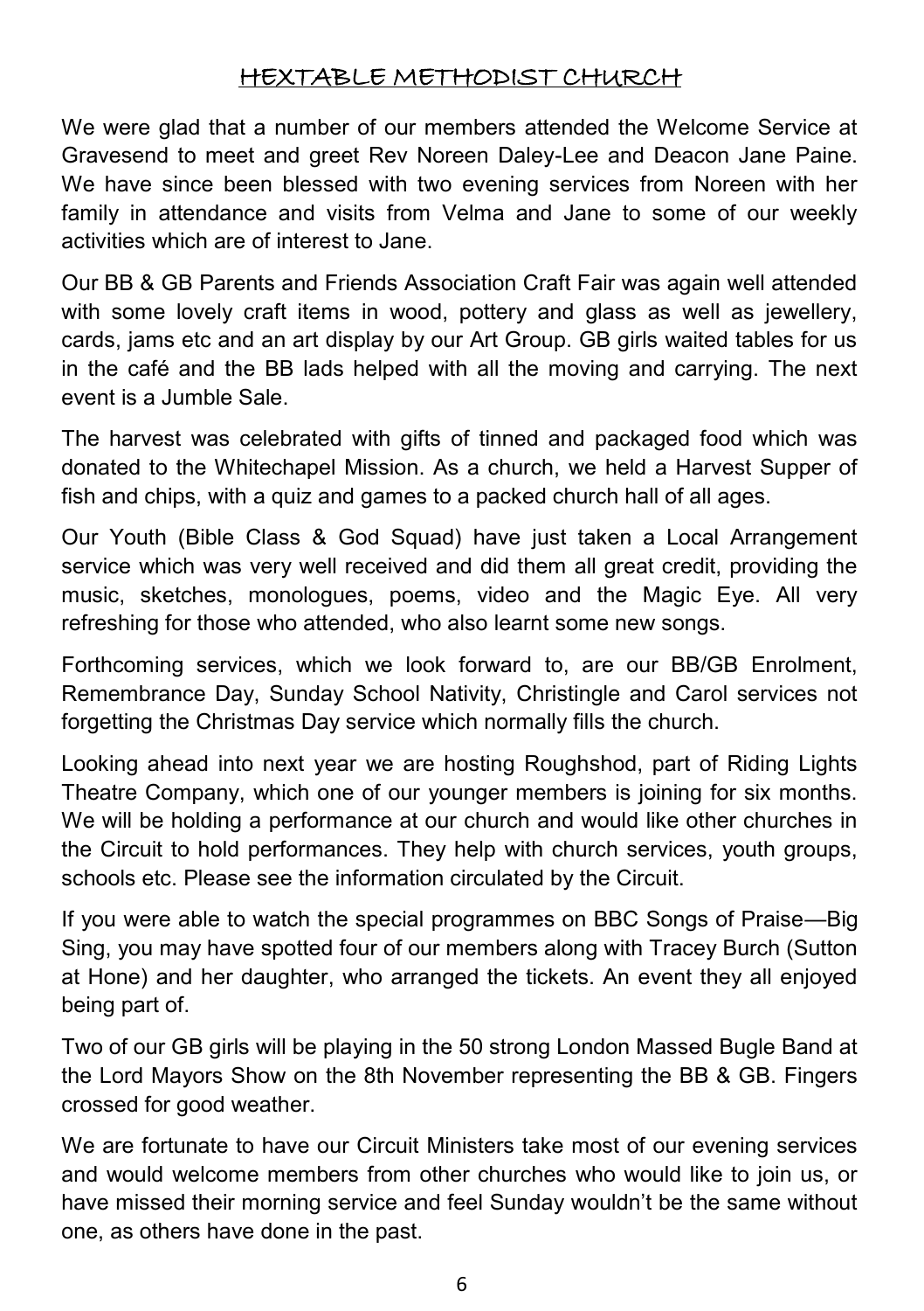## HEXTABLE METHODIST CHURCH

We were glad that a number of our members attended the Welcome Service at Gravesend to meet and greet Rev Noreen Daley-Lee and Deacon Jane Paine. We have since been blessed with two evening services from Noreen with her family in attendance and visits from Velma and Jane to some of our weekly activities which are of interest to Jane.

Our BB & GB Parents and Friends Association Craft Fair was again well attended with some lovely craft items in wood, pottery and glass as well as jewellery, cards, jams etc and an art display by our Art Group. GB girls waited tables for us in the café and the BB lads helped with all the moving and carrying. The next event is a Jumble Sale.

The harvest was celebrated with gifts of tinned and packaged food which was donated to the Whitechapel Mission. As a church, we held a Harvest Supper of fish and chips, with a quiz and games to a packed church hall of all ages.

Our Youth (Bible Class & God Squad) have just taken a Local Arrangement service which was very well received and did them all great credit, providing the music, sketches, monologues, poems, video and the Magic Eye. All very refreshing for those who attended, who also learnt some new songs.

Forthcoming services, which we look forward to, are our BB/GB Enrolment, Remembrance Day, Sunday School Nativity, Christingle and Carol services not forgetting the Christmas Day service which normally fills the church.

Looking ahead into next year we are hosting Roughshod, part of Riding Lights Theatre Company, which one of our younger members is joining for six months. We will be holding a performance at our church and would like other churches in the Circuit to hold performances. They help with church services, youth groups, schools etc. Please see the information circulated by the Circuit.

If you were able to watch the special programmes on BBC Songs of Praise—Big Sing, you may have spotted four of our members along with Tracey Burch (Sutton at Hone) and her daughter, who arranged the tickets. An event they all enjoyed being part of.

Two of our GB girls will be playing in the 50 strong London Massed Bugle Band at the Lord Mayors Show on the 8th November representing the BB & GB. Fingers crossed for good weather.

We are fortunate to have our Circuit Ministers take most of our evening services and would welcome members from other churches who would like to join us, or have missed their morning service and feel Sunday wouldn't be the same without one, as others have done in the past.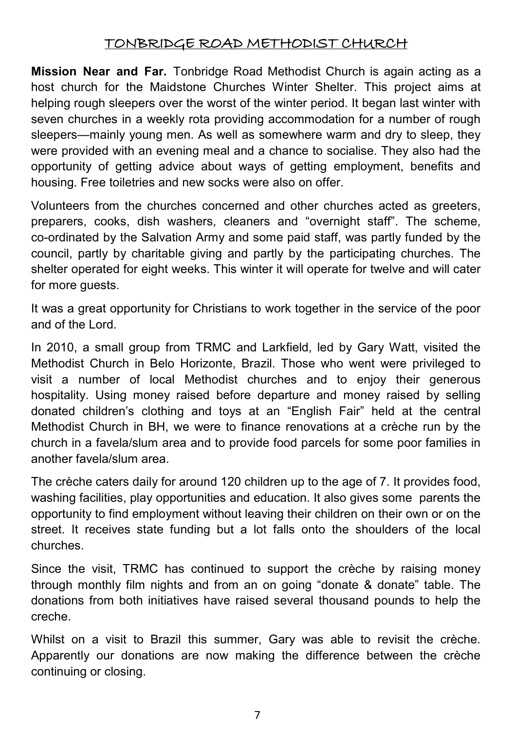## TONBRIDGE ROAD METHODIST CHURCH

**Mission Near and Far.** Tonbridge Road Methodist Church is again acting as a host church for the Maidstone Churches Winter Shelter. This project aims at helping rough sleepers over the worst of the winter period. It began last winter with seven churches in a weekly rota providing accommodation for a number of rough sleepers—mainly young men. As well as somewhere warm and dry to sleep, they were provided with an evening meal and a chance to socialise. They also had the opportunity of getting advice about ways of getting employment, benefits and housing. Free toiletries and new socks were also on offer.

Volunteers from the churches concerned and other churches acted as greeters, preparers, cooks, dish washers, cleaners and "overnight staff". The scheme, co-ordinated by the Salvation Army and some paid staff, was partly funded by the council, partly by charitable giving and partly by the participating churches. The shelter operated for eight weeks. This winter it will operate for twelve and will cater for more guests.

It was a great opportunity for Christians to work together in the service of the poor and of the Lord.

In 2010, a small group from TRMC and Larkfield, led by Gary Watt, visited the Methodist Church in Belo Horizonte, Brazil. Those who went were privileged to visit a number of local Methodist churches and to enjoy their generous hospitality. Using money raised before departure and money raised by selling donated children's clothing and toys at an "English Fair" held at the central Methodist Church in BH, we were to finance renovations at a crèche run by the church in a favela/slum area and to provide food parcels for some poor families in another favela/slum area.

The crèche caters daily for around 120 children up to the age of 7. It provides food, washing facilities, play opportunities and education. It also gives some parents the opportunity to find employment without leaving their children on their own or on the street. It receives state funding but a lot falls onto the shoulders of the local churches.

Since the visit, TRMC has continued to support the crèche by raising money through monthly film nights and from an on going "donate & donate" table. The donations from both initiatives have raised several thousand pounds to help the creche.

Whilst on a visit to Brazil this summer, Gary was able to revisit the crèche. Apparently our donations are now making the difference between the crèche continuing or closing.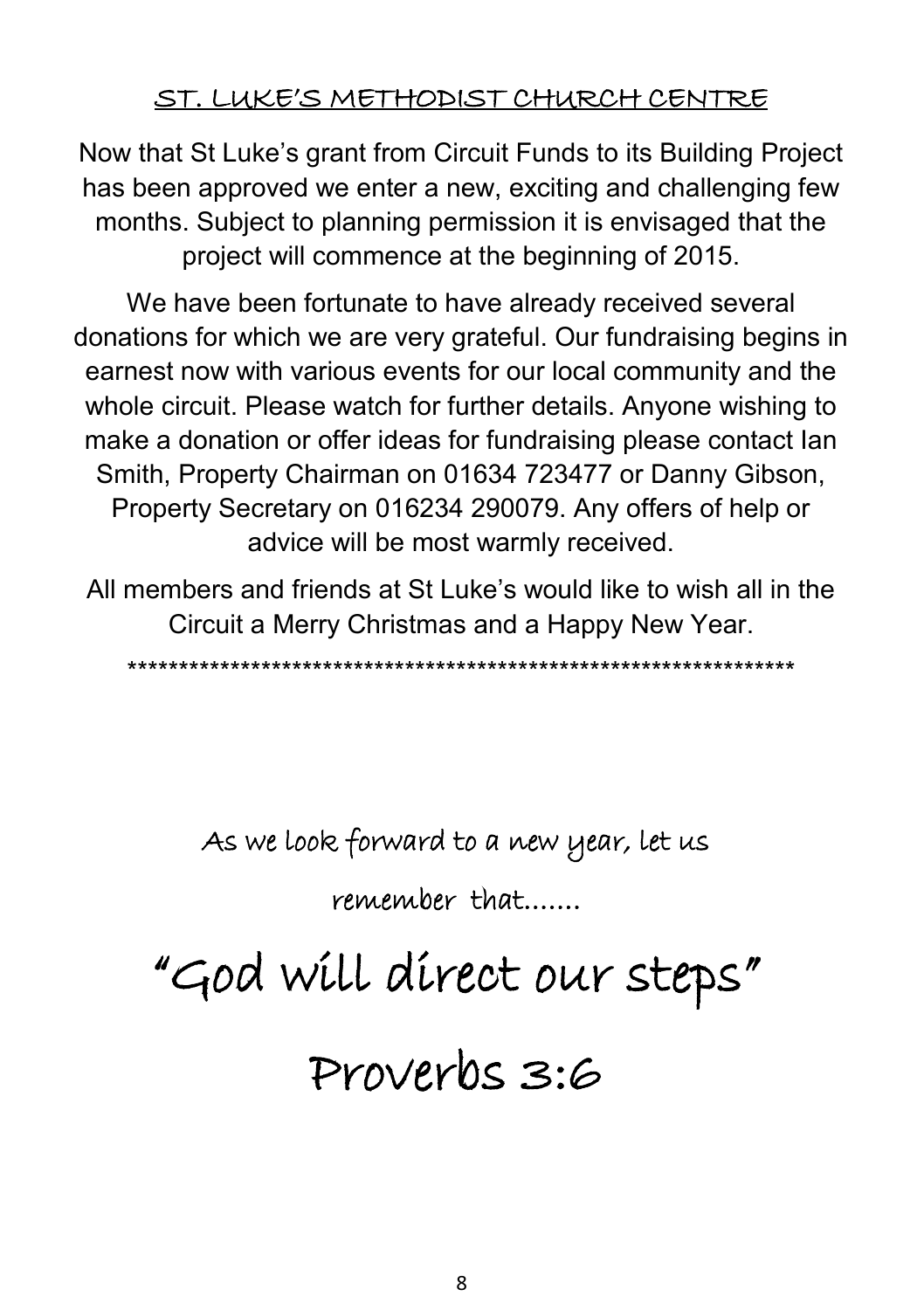## ST. LUKE'S METHODIST CHURCH CENTRE

Now that St Luke's grant from Circuit Funds to its Building Project has been approved we enter a new, exciting and challenging few months. Subject to planning permission it is envisaged that the project will commence at the beginning of 2015.

We have been fortunate to have already received several donations for which we are very grateful. Our fundraising begins in earnest now with various events for our local community and the whole circuit. Please watch for further details. Anyone wishing to make a donation or offer ideas for fundraising please contact Ian Smith, Property Chairman on 01634 723477 or Danny Gibson, Property Secretary on 016234 290079. Any offers of help or advice will be most warmly received.

All members and friends at St Luke's would like to wish all in the Circuit a Merry Christmas and a Happy New Year.

*****************************************************************

As we look forward to a new year, let us

remember that.......

# "God will direct our steps"

# Proverbs 3:6